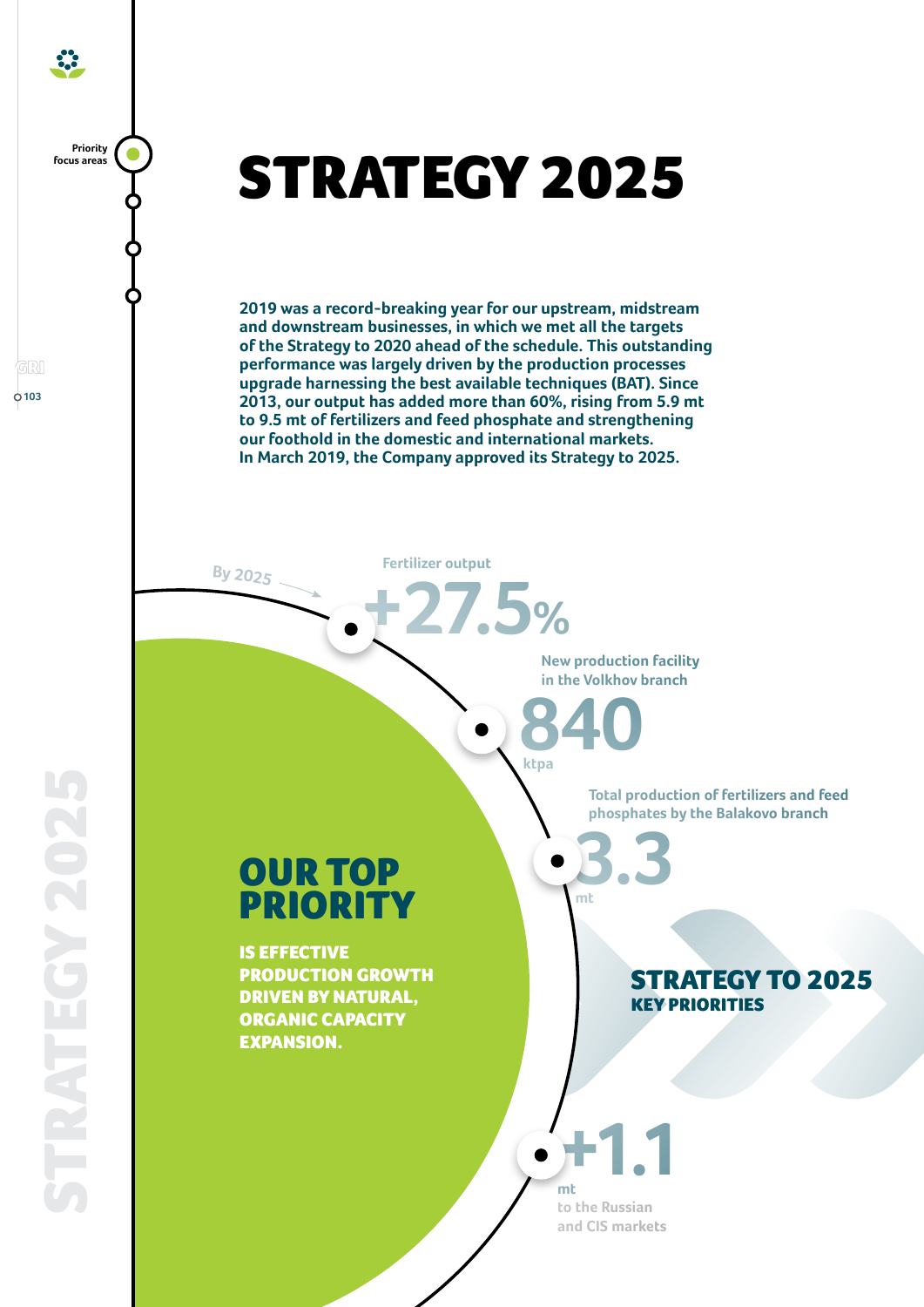# STRATEGY 2025

**2019 was a record-breaking year for our upstream, midstream and downstream businesses, in which we met all the targets of the Strategy to 2020 ahead of the schedule. This outstanding performance was largely driven by the production processes upgrade harnessing the best available techniques (BAT). Since 2013, our output has added more than 60%, rising from 5.9 mt to 9.5 mt of fertilizers and feed phosphate and strengthening our foothold in the domestic and international markets. In March 2019, the Company approved its Strategy to 2025.**

## OUR TOP PRIORITY

**IS EFFECTIVE PRODUCTION GROWTH DRIVEN BY NATURAL, ORGANIC CAPACITY EXPANSION.**

## STRATEGY TO 2025 KEY PRIORITIES

By 2025

Fertilizer output

**+27.5%**

New production facility in the Volkhov branch

**840** ktpa

Total production of fertilizers and feed phosphates by the Balakovo branch

**3.3** mt

**+1.1** mt to the Russian and CIS markets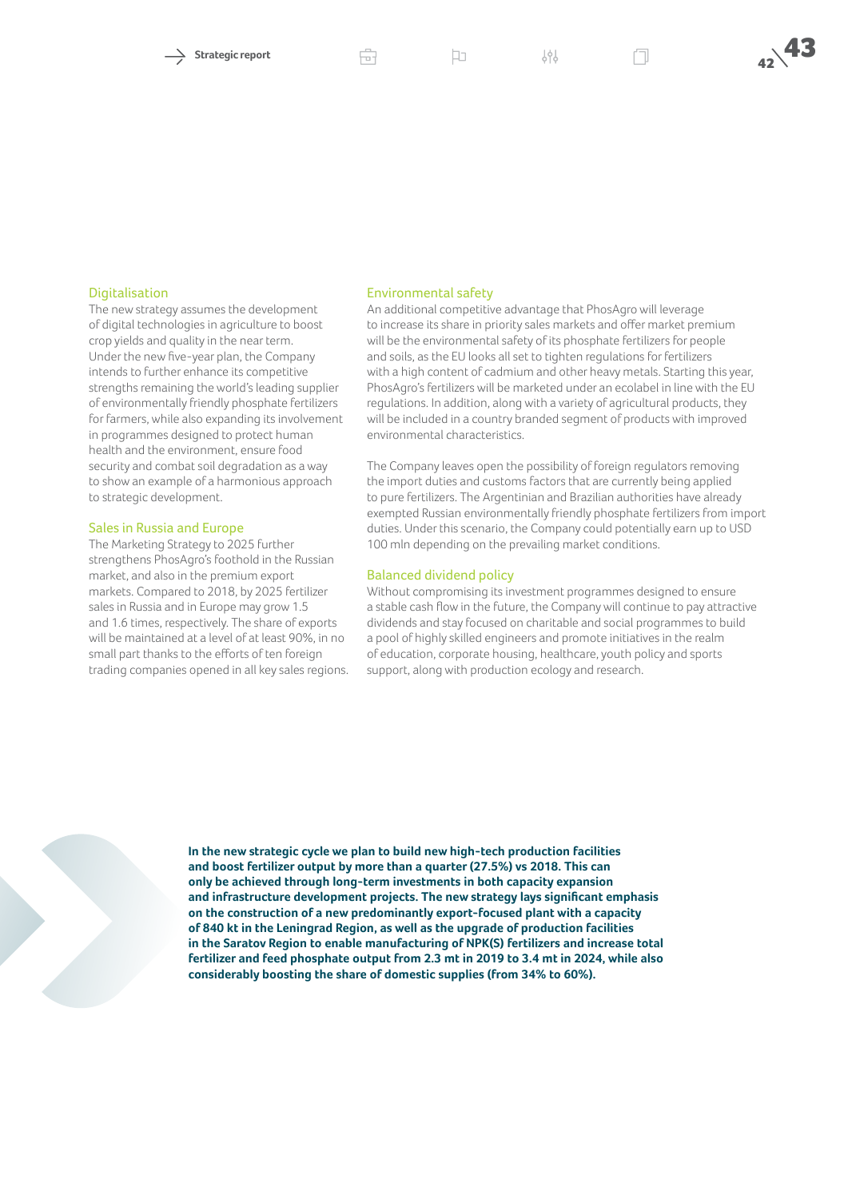## Digitalisation

The new strategy assumes the development of digital technologies in agriculture to boost crop yields and quality in the near term. Under the new five-year plan, the Company intends to further enhance its competitive strengths remaining the world's leading supplier of environmentally friendly phosphate fertilizers for farmers, while also expanding its involvement in programmes designed to protect human health and the environment, ensure food security and combat soil degradation as a way to show an example of a harmonious approach to strategic development.

## Sales in Russia and Europe

The Marketing Strategy to 2025 further strengthens PhosAgro's foothold in the Russian market, and also in the premium export markets. Compared to 2018, by 2025 fertilizer sales in Russia and in Europe may grow 1.5 and 1.6 times, respectively. The share of exports will be maintained at a level of at least 90%, in no small part thanks to the efforts of ten foreign trading companies opened in all key sales regions.

## Environmental safety

An additional competitive advantage that PhosAgro will leverage to increase its share in priority sales markets and offer market premium will be the environmental safety of its phosphate fertilizers for people and soils, as the EU looks all set to tighten regulations for fertilizers with a high content of cadmium and other heavy metals. Starting this year, PhosAgro's fertilizers will be marketed under an ecolabel in line with the EU regulations. In addition, along with a variety of agricultural products, they will be included in a country branded segment of products with improved environmental characteristics.

The Company leaves open the possibility of foreign regulators removing the import duties and customs factors that are currently being applied to pure fertilizers. The Argentinian and Brazilian authorities have already exempted Russian environmentally friendly phosphate fertilizers from import duties. Under this scenario, the Company could potentially earn up to USD 100 mln depending on the prevailing market conditions.

## Balanced dividend policy

Without compromising its investment programmes designed to ensure a stable cash flow in the future, the Company will continue to pay attractive dividends and stay focused on charitable and social programmes to build a pool of highly skilled engineers and promote initiatives in the realm of education, corporate housing, healthcare, youth policy and sports support, along with production ecology and research.

**In the new strategic cycle we plan to build new high-tech production facilities and boost fertilizer output by more than a quarter (27.5%) vs 2018. This can only be achieved through long-term investments in both capacity expansion and infrastructure development projects. The new strategy lays significant emphasis on the construction of a new predominantly export-focused plant with a capacity of 840 kt in the Leningrad Region, as well as the upgrade of production facilities in the Saratov Region to enable manufacturing of NPK(S) fertilizers and increase total fertilizer and feed phosphate output from 2.3 mt in 2019 to 3.4 mt in 2024, while also considerably boosting the share of domestic supplies (from 34% to 60%).**